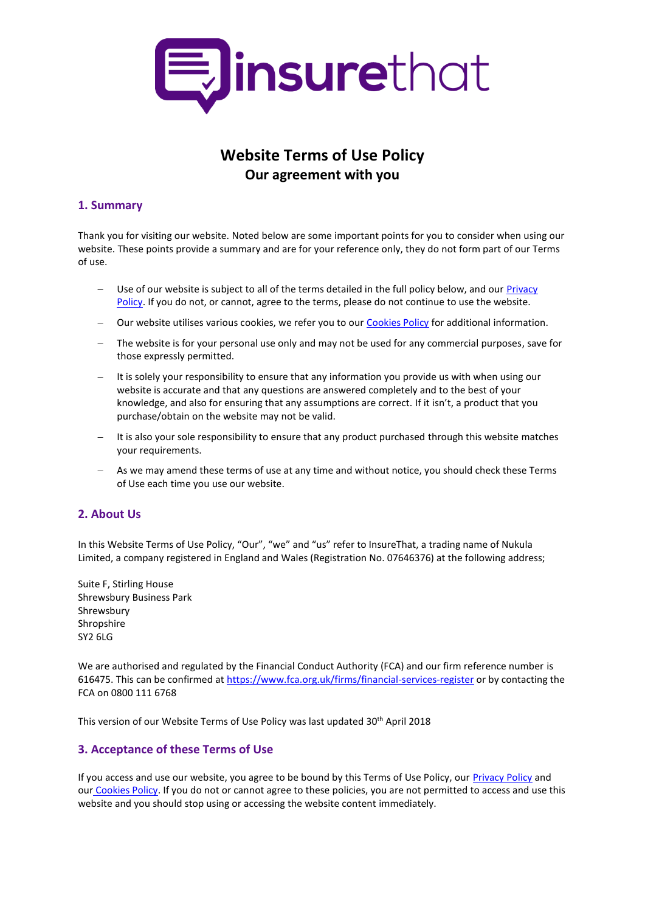# Website Terms of Use Policy

## Our agreement with you

## 1. Summary

Thank you for visiting our website. Noted below are some important points for you to consider when using our website. These points provide a summary and are for your reference only, they do not form part of our Terms of use.

- Use of our website is subject to all of the terms detailed in the full policy below, and our Privacy Policy. If you do not, or cannot, agree to the terms, please do not continue to use the website.
- Our website utilises various cookies, we refer you to our Cookies Policy for additional information.
- The website is for your personal use only and may not be used for any commercial purposes, save for those expressly permitted.
- It is solely your responsibility to ensure that any information you provide us with when using our website is accurate and that any questions are answered completely and to the best of your knowledge, and also for ensuring that any assumptions are correct. If it isn't, a product that you purchase/obtain on the website may not be valid.
- It is also your sole responsibility to ensure that any product purchased through this website matches your requirements.
- As we may amend these terms of use at any time and without notice, you should check these Terms of Use each time you use our website.

## 2. About Us

In this Website Terms of Use Policy, "Our", "we" and "us" refer to InsureThat, a trading name of Nukula Limited, a company registered in England and Wales (Registration No. 07646376) at the following address;

Suite F, Stirling House
Shrewsbury Business Park
Shrewsbury
Shropshire
SY2 6LG

We are authorised and regulated by the Financial Conduct Authority (FCA) and our firm reference number is 616475. This can be confirmed at https://www.fca.org.uk/firms/financial-services-register or by contacting the FCA on 0800 111 6768

This version of our Website Terms of Use Policy was last updated 30th April 2018

## 3. Acceptance of these Terms of Use

If you access and use our website, you agree to be bound by this Terms of Use Policy, our Privacy Policy and our Cookies Policy. If you do not or cannot agree to these policies, you are not permitted to access and use this website and you should stop using or accessing the website content immediately.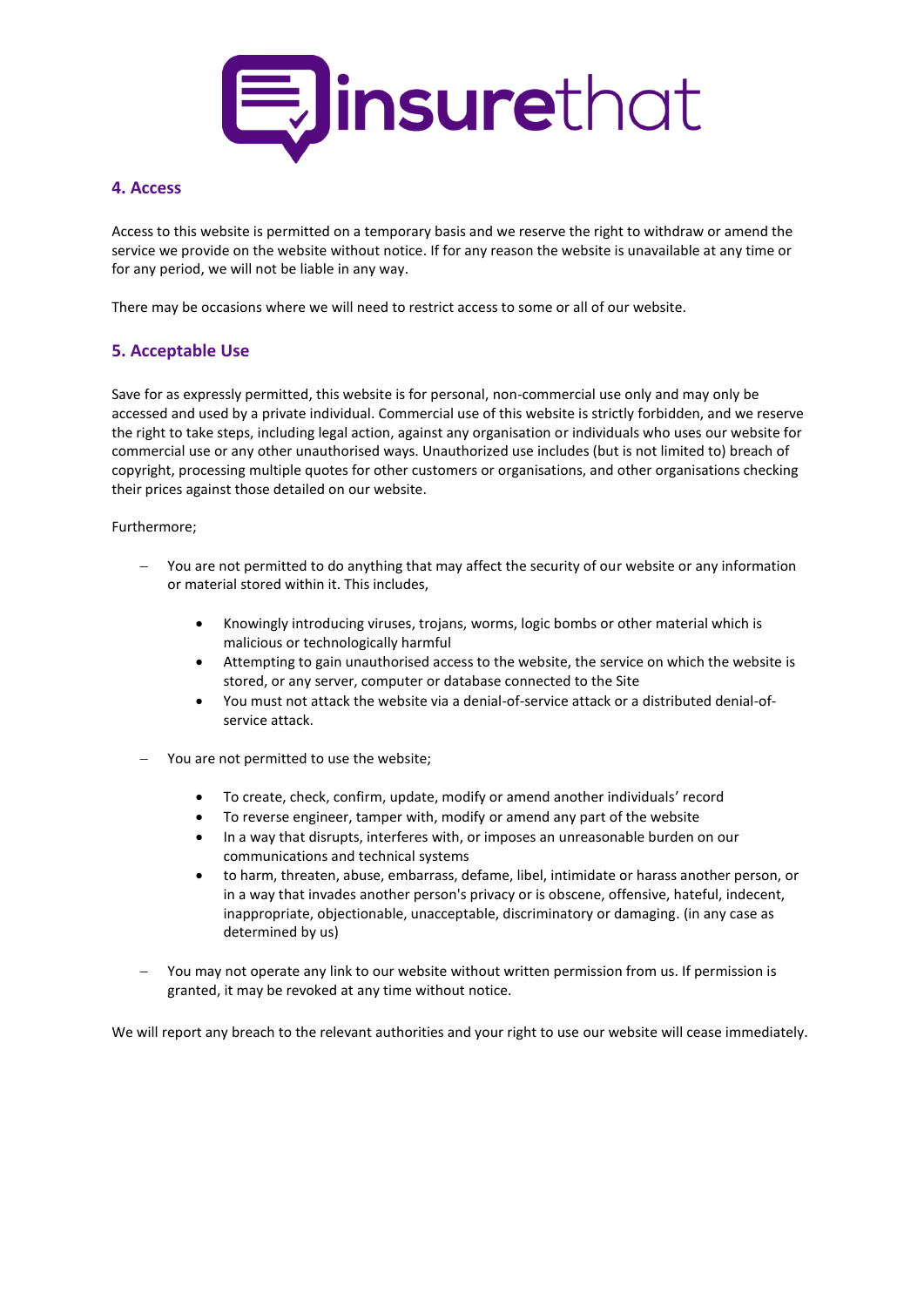## 4. Access

Access to this website is permitted on a temporary basis and we reserve the right to withdraw or amend the service we provide on the website without notice. If for any reason the website is unavailable at any time or for any period, we will not be liable in any way.

There may be occasions where we will need to restrict access to some or all of our website.

## 5. Acceptable Use

Save for as expressly permitted, this website is for personal, non-commercial use only and may only be accessed and used by a private individual. Commercial use of this website is strictly forbidden, and we reserve the right to take steps, including legal action, against any organisation or individuals who uses our website for commercial use or any other unauthorised ways. Unauthorized use includes (but is not limited to) breach of copyright, processing multiple quotes for other customers or organisations, and other organisations checking their prices against those detailed on our website.

Furthermore;

- You are not permitted to do anything that may affect the security of our website or any information or material stored within it. This includes,
  - Knowingly introducing viruses, trojans, worms, logic bombs or other material which is malicious or technologically harmful
  - Attempting to gain unauthorised access to the website, the service on which the website is stored, or any server, computer or database connected to the Site
  - You must not attack the website via a denial-of-service attack or a distributed denial-of-service attack.
- You are not permitted to use the website;
  - To create, check, confirm, update, modify or amend another individuals' record
  - To reverse engineer, tamper with, modify or amend any part of the website
  - In a way that disrupts, interferes with, or imposes an unreasonable burden on our communications and technical systems
  - to harm, threaten, abuse, embarrass, defame, libel, intimidate or harass another person, or in a way that invades another person's privacy or is obscene, offensive, hateful, indecent, inappropriate, objectionable, unacceptable, discriminatory or damaging. (in any case as determined by us)
- You may not operate any link to our website without written permission from us. If permission is granted, it may be revoked at any time without notice.

We will report any breach to the relevant authorities and your right to use our website will cease immediately.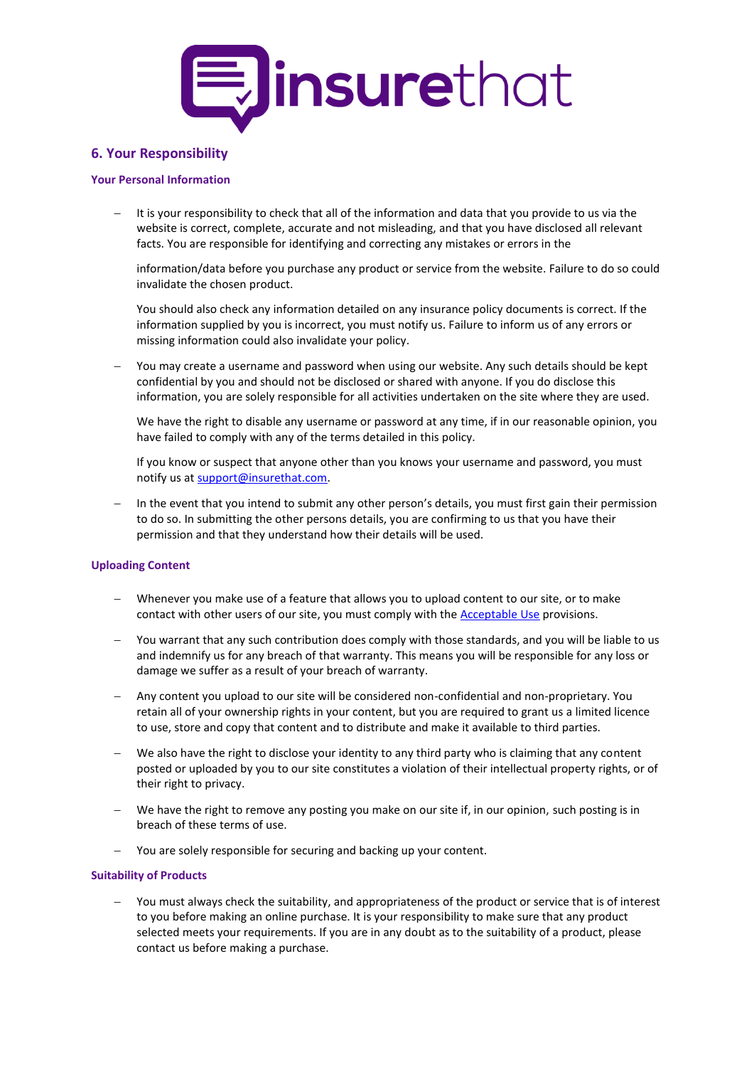## 6. Your Responsibility

### Your Personal Information

- It is your responsibility to check that all of the information and data that you provide to us via the website is correct, complete, accurate and not misleading, and that you have disclosed all relevant facts. You are responsible for identifying and correcting any mistakes or errors in the

  information/data before you purchase any product or service from the website. Failure to do so could invalidate the chosen product.

  You should also check any information detailed on any insurance policy documents is correct. If the information supplied by you is incorrect, you must notify us. Failure to inform us of any errors or missing information could also invalidate your policy.

- You may create a username and password when using our website. Any such details should be kept confidential by you and should not be disclosed or shared with anyone. If you do disclose this information, you are solely responsible for all activities undertaken on the site where they are used.

  We have the right to disable any username or password at any time, if in our reasonable opinion, you have failed to comply with any of the terms detailed in this policy.

  If you know or suspect that anyone other than you knows your username and password, you must notify us at [support@insurethat.com](mailto:support@insurethat.com).

- In the event that you intend to submit any other person's details, you must first gain their permission to do so. In submitting the other persons details, you are confirming to us that you have their permission and that they understand how their details will be used.

### Uploading Content

- Whenever you make use of a feature that allows you to upload content to our site, or to make contact with other users of our site, you must comply with the [Acceptable Use]() provisions.

- You warrant that any such contribution does comply with those standards, and you will be liable to us and indemnify us for any breach of that warranty. This means you will be responsible for any loss or damage we suffer as a result of your breach of warranty.

- Any content you upload to our site will be considered non-confidential and non-proprietary. You retain all of your ownership rights in your content, but you are required to grant us a limited licence to use, store and copy that content and to distribute and make it available to third parties.

- We also have the right to disclose your identity to any third party who is claiming that any content posted or uploaded by you to our site constitutes a violation of their intellectual property rights, or of their right to privacy.

- We have the right to remove any posting you make on our site if, in our opinion, such posting is in breach of these terms of use.

- You are solely responsible for securing and backing up your content.

### Suitability of Products

- You must always check the suitability, and appropriateness of the product or service that is of interest to you before making an online purchase. It is your responsibility to make sure that any product selected meets your requirements. If you are in any doubt as to the suitability of a product, please contact us before making a purchase.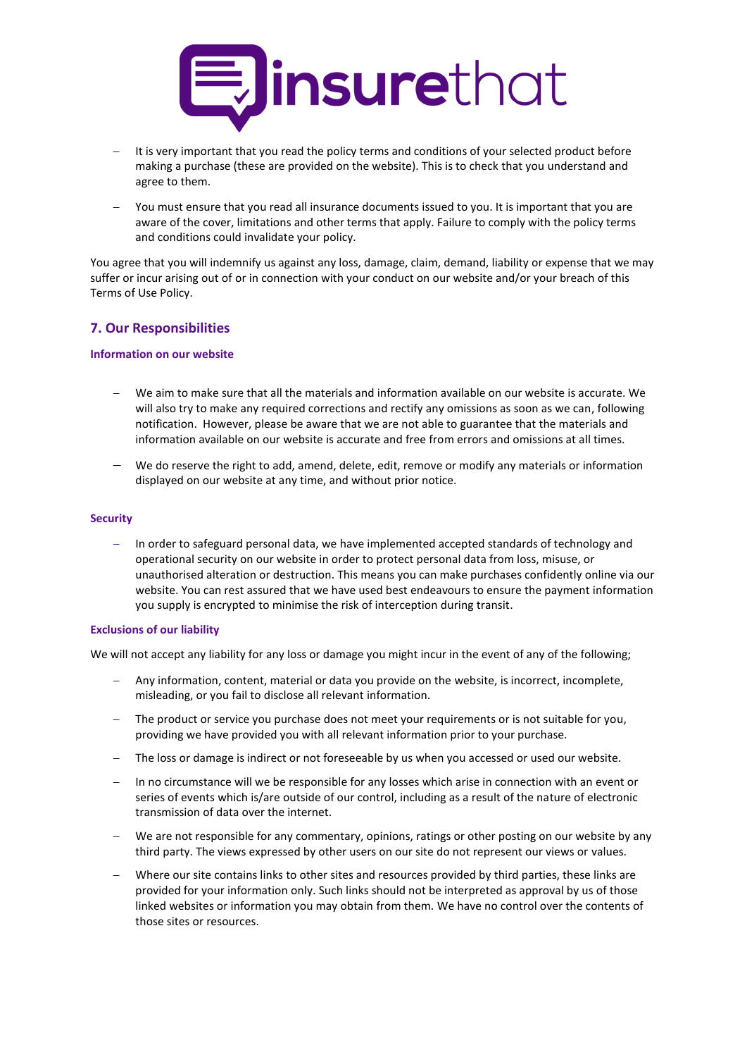- It is very important that you read the policy terms and conditions of your selected product before making a purchase (these are provided on the website). This is to check that you understand and agree to them.
- You must ensure that you read all insurance documents issued to you. It is important that you are aware of the cover, limitations and other terms that apply. Failure to comply with the policy terms and conditions could invalidate your policy.

You agree that you will indemnify us against any loss, damage, claim, demand, liability or expense that we may suffer or incur arising out of or in connection with your conduct on our website and/or your breach of this Terms of Use Policy.

## 7. Our Responsibilities

### Information on our website

- We aim to make sure that all the materials and information available on our website is accurate. We will also try to make any required corrections and rectify any omissions as soon as we can, following notification. However, please be aware that we are not able to guarantee that the materials and information available on our website is accurate and free from errors and omissions at all times.
- We do reserve the right to add, amend, delete, edit, remove or modify any materials or information displayed on our website at any time, and without prior notice.

### Security

- In order to safeguard personal data, we have implemented accepted standards of technology and operational security on our website in order to protect personal data from loss, misuse, or unauthorised alteration or destruction. This means you can make purchases confidently online via our website. You can rest assured that we have used best endeavours to ensure the payment information you supply is encrypted to minimise the risk of interception during transit.

### Exclusions of our liability

We will not accept any liability for any loss or damage you might incur in the event of any of the following;

- Any information, content, material or data you provide on the website, is incorrect, incomplete, misleading, or you fail to disclose all relevant information.
- The product or service you purchase does not meet your requirements or is not suitable for you, providing we have provided you with all relevant information prior to your purchase.
- The loss or damage is indirect or not foreseeable by us when you accessed or used our website.
- In no circumstance will we be responsible for any losses which arise in connection with an event or series of events which is/are outside of our control, including as a result of the nature of electronic transmission of data over the internet.
- We are not responsible for any commentary, opinions, ratings or other posting on our website by any third party. The views expressed by other users on our site do not represent our views or values.
- Where our site contains links to other sites and resources provided by third parties, these links are provided for your information only. Such links should not be interpreted as approval by us of those linked websites or information you may obtain from them. We have no control over the contents of those sites or resources.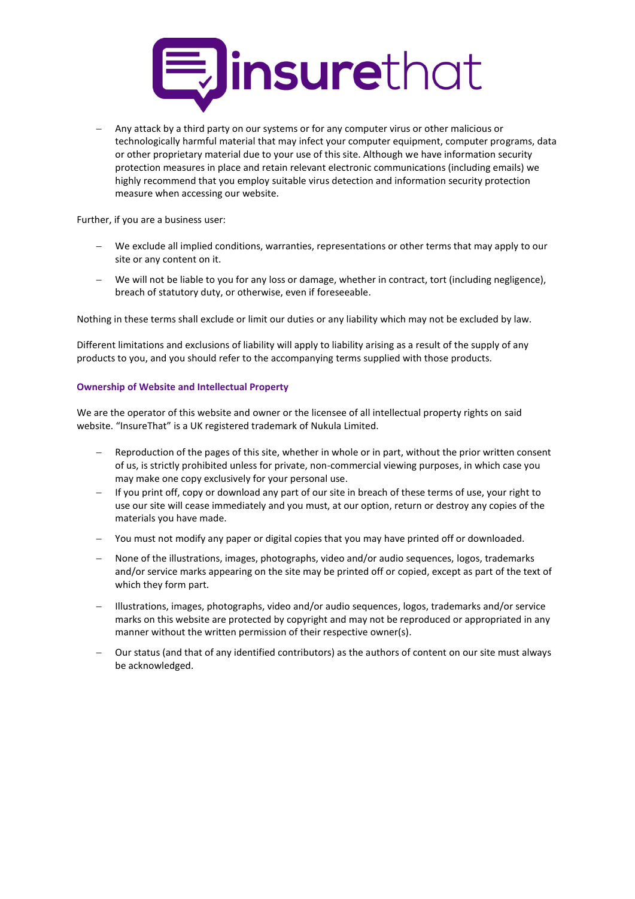- Any attack by a third party on our systems or for any computer virus or other malicious or technologically harmful material that may infect your computer equipment, computer programs, data or other proprietary material due to your use of this site. Although we have information security protection measures in place and retain relevant electronic communications (including emails) we highly recommend that you employ suitable virus detection and information security protection measure when accessing our website.

Further, if you are a business user:

- We exclude all implied conditions, warranties, representations or other terms that may apply to our site or any content on it.
- We will not be liable to you for any loss or damage, whether in contract, tort (including negligence), breach of statutory duty, or otherwise, even if foreseeable.

Nothing in these terms shall exclude or limit our duties or any liability which may not be excluded by law.

Different limitations and exclusions of liability will apply to liability arising as a result of the supply of any products to you, and you should refer to the accompanying terms supplied with those products.

### Ownership of Website and Intellectual Property

We are the operator of this website and owner or the licensee of all intellectual property rights on said website. "InsureThat" is a UK registered trademark of Nukula Limited.

- Reproduction of the pages of this site, whether in whole or in part, without the prior written consent of us, is strictly prohibited unless for private, non-commercial viewing purposes, in which case you may make one copy exclusively for your personal use.
- If you print off, copy or download any part of our site in breach of these terms of use, your right to use our site will cease immediately and you must, at our option, return or destroy any copies of the materials you have made.
- You must not modify any paper or digital copies that you may have printed off or downloaded.
- None of the illustrations, images, photographs, video and/or audio sequences, logos, trademarks and/or service marks appearing on the site may be printed off or copied, except as part of the text of which they form part.
- Illustrations, images, photographs, video and/or audio sequences, logos, trademarks and/or service marks on this website are protected by copyright and may not be reproduced or appropriated in any manner without the written permission of their respective owner(s).
- Our status (and that of any identified contributors) as the authors of content on our site must always be acknowledged.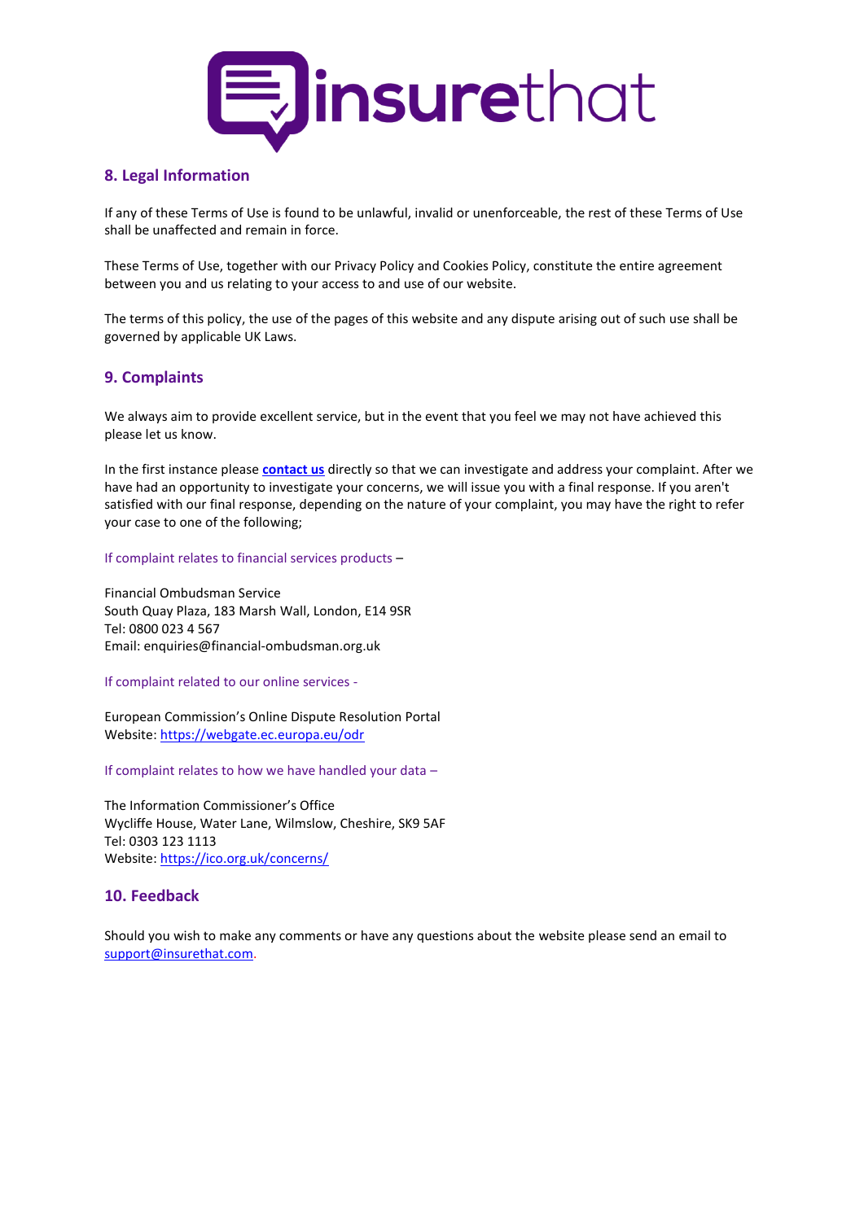## 8. Legal Information

If any of these Terms of Use is found to be unlawful, invalid or unenforceable, the rest of these Terms of Use shall be unaffected and remain in force.

These Terms of Use, together with our Privacy Policy and Cookies Policy, constitute the entire agreement between you and us relating to your access to and use of our website.

The terms of this policy, the use of the pages of this website and any dispute arising out of such use shall be governed by applicable UK Laws.

## 9. Complaints

We always aim to provide excellent service, but in the event that you feel we may not have achieved this please let us know.

In the first instance please **contact us** directly so that we can investigate and address your complaint. After we have had an opportunity to investigate your concerns, we will issue you with a final response. If you aren't satisfied with our final response, depending on the nature of your complaint, you may have the right to refer your case to one of the following;

If complaint relates to financial services products –

Financial Ombudsman Service
South Quay Plaza, 183 Marsh Wall, London, E14 9SR
Tel: 0800 023 4 567
Email: enquiries@financial-ombudsman.org.uk

If complaint related to our online services -

European Commission's Online Dispute Resolution Portal
Website: https://webgate.ec.europa.eu/odr

If complaint relates to how we have handled your data –

The Information Commissioner's Office
Wycliffe House, Water Lane, Wilmslow, Cheshire, SK9 5AF
Tel: 0303 123 1113
Website: https://ico.org.uk/concerns/

## 10. Feedback

Should you wish to make any comments or have any questions about the website please send an email to support@insurethat.com.